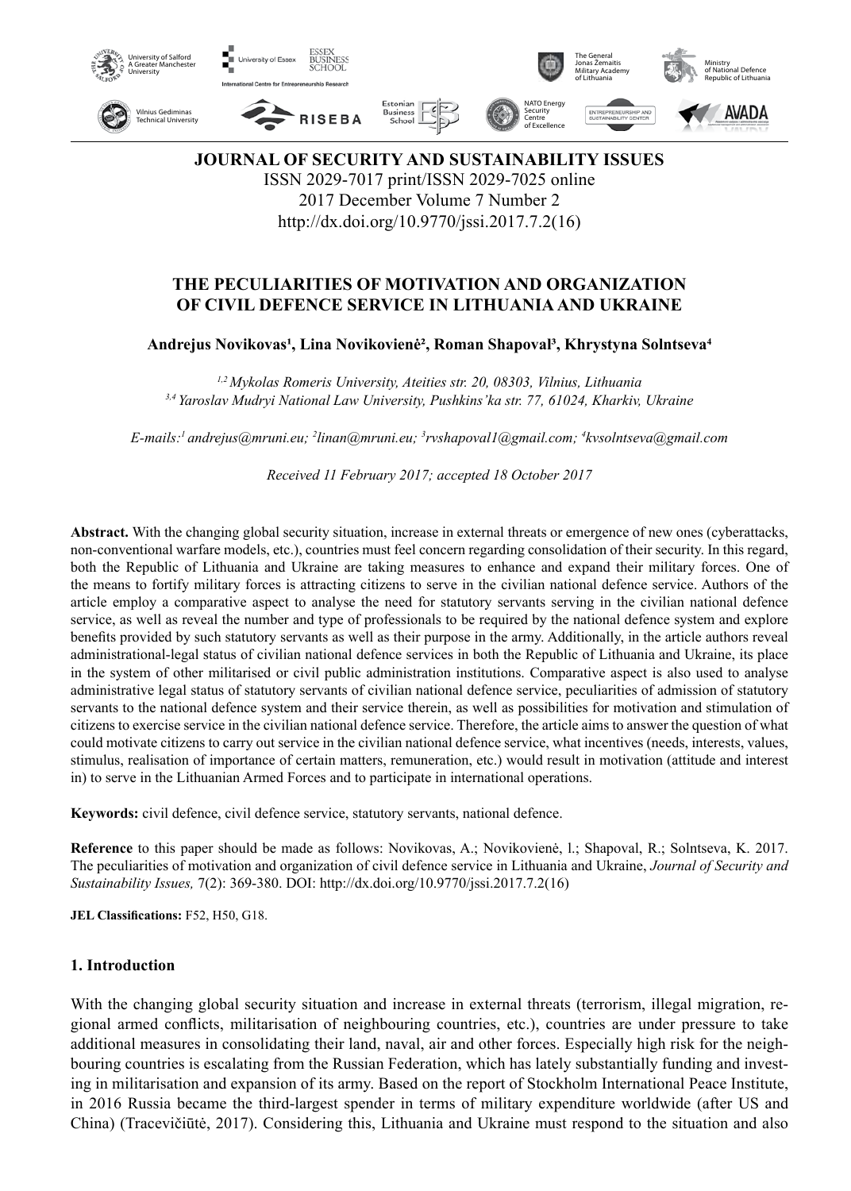# JOURNAL OF SECURITY AND SUSTAINABILITY ISSUES

ISSN 2029-7017 print/ISSN 2029-7025 online
2017 December Volume 7 Number 2
http://dx.doi.org/10.9770/jssi.2017.7.2(16)

## THE PECULIARITIES OF MOTIVATION AND ORGANIZATION OF CIVIL DEFENCE SERVICE IN LITHUANIA AND UKRAINE

**Andrejus Novikovas[1], Lina Novikovienė[2], Roman Shapoval[3], Khrystyna Solntseva[4]**

*[1,2] Mykolas Romeris University, Ateities str. 20, 08303, Vilnius, Lithuania*
*[3,4] Yaroslav Mudryi National Law University, Pushkins'ka str. 77, 61024, Kharkiv, Ukraine*

*E-mails:[1] andrejus@mruni.eu; [2]linan@mruni.eu; [3]rvshapoval1@gmail.com; [4]kvsolntseva@gmail.com*

*Received 11 February 2017; accepted 18 October 2017*

**Abstract.** With the changing global security situation, increase in external threats or emergence of new ones (cyberattacks, non-conventional warfare models, etc.), countries must feel concern regarding consolidation of their security. In this regard, both the Republic of Lithuania and Ukraine are taking measures to enhance and expand their military forces. One of the means to fortify military forces is attracting citizens to serve in the civilian national defence service. Authors of the article employ a comparative aspect to analyse the need for statutory servants serving in the civilian national defence service, as well as reveal the number and type of professionals to be required by the national defence system and explore benefits provided by such statutory servants as well as their purpose in the army. Additionally, in the article authors reveal administrational-legal status of civilian national defence services in both the Republic of Lithuania and Ukraine, its place in the system of other militarised or civil public administration institutions. Comparative aspect is also used to analyse administrative legal status of statutory servants of civilian national defence service, peculiarities of admission of statutory servants to the national defence system and their service therein, as well as possibilities for motivation and stimulation of citizens to exercise service in the civilian national defence service. Therefore, the article aims to answer the question of what could motivate citizens to carry out service in the civilian national defence service, what incentives (needs, interests, values, stimulus, realisation of importance of certain matters, remuneration, etc.) would result in motivation (attitude and interest in) to serve in the Lithuanian Armed Forces and to participate in international operations.

**Keywords:** civil defence, civil defence service, statutory servants, national defence.

**Reference** to this paper should be made as follows: Novikovas, A.; Novikovienė, l.; Shapoval, R.; Solntseva, K. 2017. The peculiarities of motivation and organization of civil defence service in Lithuania and Ukraine, *Journal of Security and Sustainability Issues,* 7(2): 369-380. DOI: http://dx.doi.org/10.9770/jssi.2017.7.2(16)

**JEL Classifications:** F52, H50, G18.

## 1. Introduction

With the changing global security situation and increase in external threats (terrorism, illegal migration, regional armed conflicts, militarisation of neighbouring countries, etc.), countries are under pressure to take additional measures in consolidating their land, naval, air and other forces. Especially high risk for the neighbouring countries is escalating from the Russian Federation, which has lately substantially funding and investing in militarisation and expansion of its army. Based on the report of Stockholm International Peace Institute, in 2016 Russia became the third-largest spender in terms of military expenditure worldwide (after US and China) (Tracevičiūtė, 2017). Considering this, Lithuania and Ukraine must respond to the situation and also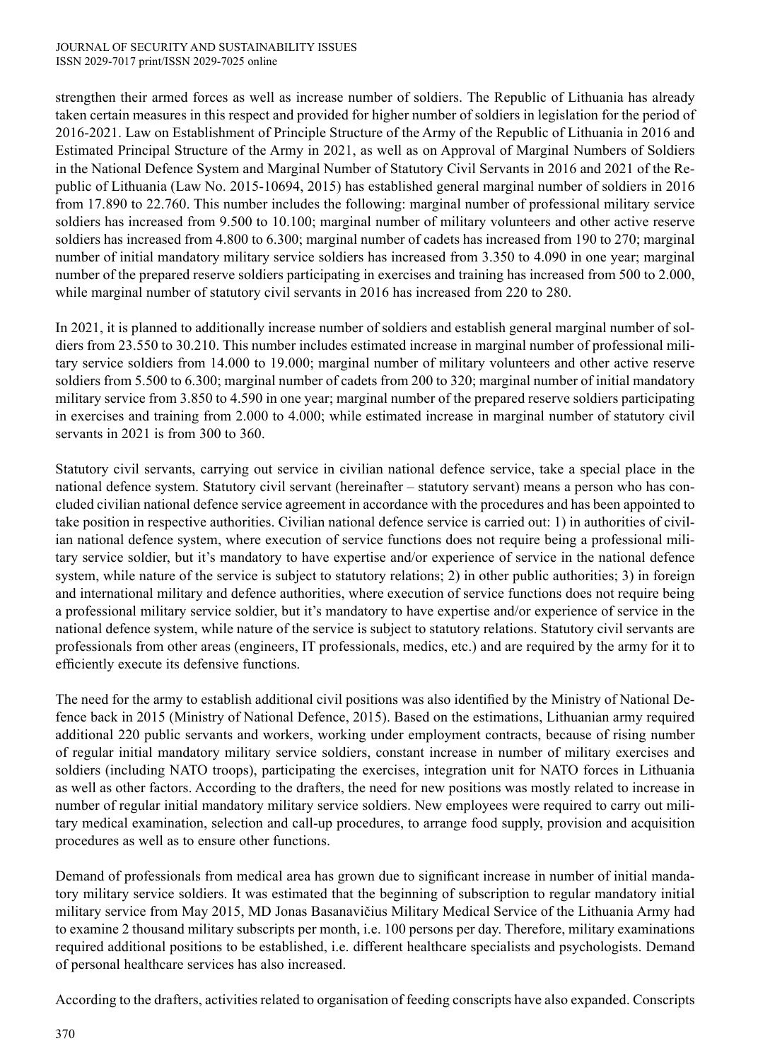strengthen their armed forces as well as increase number of soldiers. The Republic of Lithuania has already taken certain measures in this respect and provided for higher number of soldiers in legislation for the period of 2016-2021. Law on Establishment of Principle Structure of the Army of the Republic of Lithuania in 2016 and Estimated Principal Structure of the Army in 2021, as well as on Approval of Marginal Numbers of Soldiers in the National Defence System and Marginal Number of Statutory Civil Servants in 2016 and 2021 of the Republic of Lithuania (Law No. 2015-10694, 2015) has established general marginal number of soldiers in 2016 from 17.890 to 22.760. This number includes the following: marginal number of professional military service soldiers has increased from 9.500 to 10.100; marginal number of military volunteers and other active reserve soldiers has increased from 4.800 to 6.300; marginal number of cadets has increased from 190 to 270; marginal number of initial mandatory military service soldiers has increased from 3.350 to 4.090 in one year; marginal number of the prepared reserve soldiers participating in exercises and training has increased from 500 to 2.000, while marginal number of statutory civil servants in 2016 has increased from 220 to 280.

In 2021, it is planned to additionally increase number of soldiers and establish general marginal number of soldiers from 23.550 to 30.210. This number includes estimated increase in marginal number of professional military service soldiers from 14.000 to 19.000; marginal number of military volunteers and other active reserve soldiers from 5.500 to 6.300; marginal number of cadets from 200 to 320; marginal number of initial mandatory military service from 3.850 to 4.590 in one year; marginal number of the prepared reserve soldiers participating in exercises and training from 2.000 to 4.000; while estimated increase in marginal number of statutory civil servants in 2021 is from 300 to 360.

Statutory civil servants, carrying out service in civilian national defence service, take a special place in the national defence system. Statutory civil servant (hereinafter – statutory servant) means a person who has concluded civilian national defence service agreement in accordance with the procedures and has been appointed to take position in respective authorities. Civilian national defence service is carried out: 1) in authorities of civilian national defence system, where execution of service functions does not require being a professional military service soldier, but it's mandatory to have expertise and/or experience of service in the national defence system, while nature of the service is subject to statutory relations; 2) in other public authorities; 3) in foreign and international military and defence authorities, where execution of service functions does not require being a professional military service soldier, but it's mandatory to have expertise and/or experience of service in the national defence system, while nature of the service is subject to statutory relations. Statutory civil servants are professionals from other areas (engineers, IT professionals, medics, etc.) and are required by the army for it to efficiently execute its defensive functions.

The need for the army to establish additional civil positions was also identified by the Ministry of National Defence back in 2015 (Ministry of National Defence, 2015). Based on the estimations, Lithuanian army required additional 220 public servants and workers, working under employment contracts, because of rising number of regular initial mandatory military service soldiers, constant increase in number of military exercises and soldiers (including NATO troops), participating the exercises, integration unit for NATO forces in Lithuania as well as other factors. According to the drafters, the need for new positions was mostly related to increase in number of regular initial mandatory military service soldiers. New employees were required to carry out military medical examination, selection and call-up procedures, to arrange food supply, provision and acquisition procedures as well as to ensure other functions.

Demand of professionals from medical area has grown due to significant increase in number of initial mandatory military service soldiers. It was estimated that the beginning of subscription to regular mandatory initial military service from May 2015, MD Jonas Basanavičius Military Medical Service of the Lithuania Army had to examine 2 thousand military subscripts per month, i.e. 100 persons per day. Therefore, military examinations required additional positions to be established, i.e. different healthcare specialists and psychologists. Demand of personal healthcare services has also increased.

According to the drafters, activities related to organisation of feeding conscripts have also expanded. Conscripts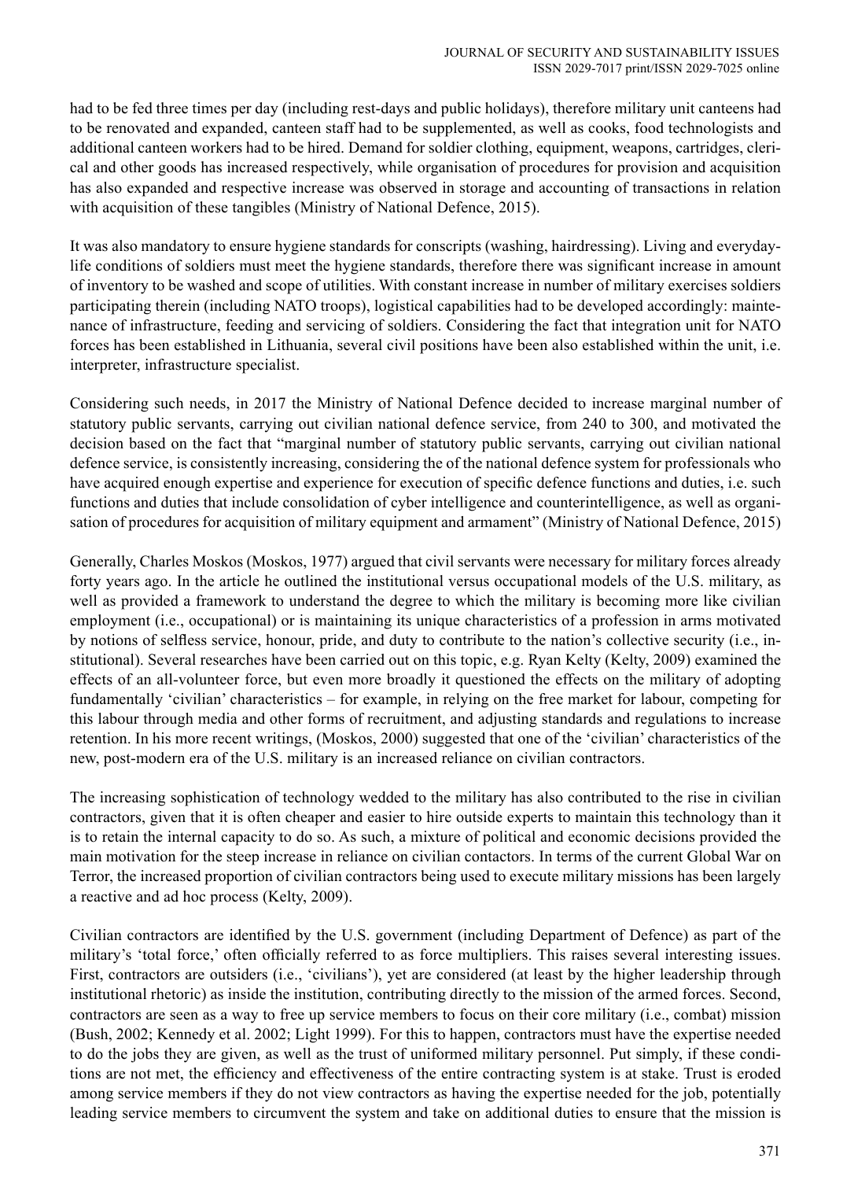had to be fed three times per day (including rest-days and public holidays), therefore military unit canteens had to be renovated and expanded, canteen staff had to be supplemented, as well as cooks, food technologists and additional canteen workers had to be hired. Demand for soldier clothing, equipment, weapons, cartridges, clerical and other goods has increased respectively, while organisation of procedures for provision and acquisition has also expanded and respective increase was observed in storage and accounting of transactions in relation with acquisition of these tangibles (Ministry of National Defence, 2015).

It was also mandatory to ensure hygiene standards for conscripts (washing, hairdressing). Living and everyday-life conditions of soldiers must meet the hygiene standards, therefore there was significant increase in amount of inventory to be washed and scope of utilities. With constant increase in number of military exercises soldiers participating therein (including NATO troops), logistical capabilities had to be developed accordingly: maintenance of infrastructure, feeding and servicing of soldiers. Considering the fact that integration unit for NATO forces has been established in Lithuania, several civil positions have been also established within the unit, i.e. interpreter, infrastructure specialist.

Considering such needs, in 2017 the Ministry of National Defence decided to increase marginal number of statutory public servants, carrying out civilian national defence service, from 240 to 300, and motivated the decision based on the fact that "marginal number of statutory public servants, carrying out civilian national defence service, is consistently increasing, considering the of the national defence system for professionals who have acquired enough expertise and experience for execution of specific defence functions and duties, i.e. such functions and duties that include consolidation of cyber intelligence and counterintelligence, as well as organisation of procedures for acquisition of military equipment and armament" (Ministry of National Defence, 2015)

Generally, Charles Moskos (Moskos, 1977) argued that civil servants were necessary for military forces already forty years ago. In the article he outlined the institutional versus occupational models of the U.S. military, as well as provided a framework to understand the degree to which the military is becoming more like civilian employment (i.e., occupational) or is maintaining its unique characteristics of a profession in arms motivated by notions of selfless service, honour, pride, and duty to contribute to the nation's collective security (i.e., institutional). Several researches have been carried out on this topic, e.g. Ryan Kelty (Kelty, 2009) examined the effects of an all-volunteer force, but even more broadly it questioned the effects on the military of adopting fundamentally 'civilian' characteristics – for example, in relying on the free market for labour, competing for this labour through media and other forms of recruitment, and adjusting standards and regulations to increase retention. In his more recent writings, (Moskos, 2000) suggested that one of the 'civilian' characteristics of the new, post-modern era of the U.S. military is an increased reliance on civilian contractors.

The increasing sophistication of technology wedded to the military has also contributed to the rise in civilian contractors, given that it is often cheaper and easier to hire outside experts to maintain this technology than it is to retain the internal capacity to do so. As such, a mixture of political and economic decisions provided the main motivation for the steep increase in reliance on civilian contactors. In terms of the current Global War on Terror, the increased proportion of civilian contractors being used to execute military missions has been largely a reactive and ad hoc process (Kelty, 2009).

Civilian contractors are identified by the U.S. government (including Department of Defence) as part of the military's 'total force,' often officially referred to as force multipliers. This raises several interesting issues. First, contractors are outsiders (i.e., 'civilians'), yet are considered (at least by the higher leadership through institutional rhetoric) as inside the institution, contributing directly to the mission of the armed forces. Second, contractors are seen as a way to free up service members to focus on their core military (i.e., combat) mission (Bush, 2002; Kennedy et al. 2002; Light 1999). For this to happen, contractors must have the expertise needed to do the jobs they are given, as well as the trust of uniformed military personnel. Put simply, if these conditions are not met, the efficiency and effectiveness of the entire contracting system is at stake. Trust is eroded among service members if they do not view contractors as having the expertise needed for the job, potentially leading service members to circumvent the system and take on additional duties to ensure that the mission is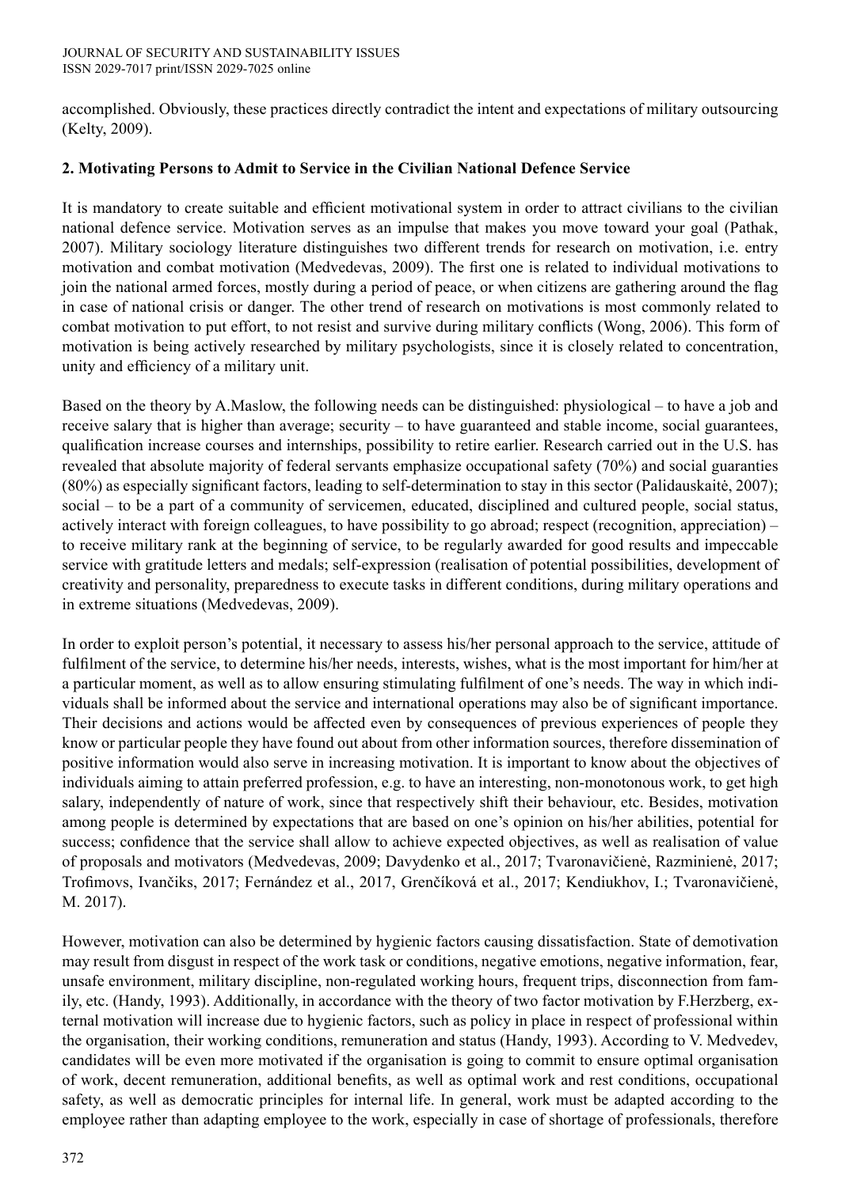accomplished. Obviously, these practices directly contradict the intent and expectations of military outsourcing (Kelty, 2009).

## 2. Motivating Persons to Admit to Service in the Civilian National Defence Service

It is mandatory to create suitable and efficient motivational system in order to attract civilians to the civilian national defence service. Motivation serves as an impulse that makes you move toward your goal (Pathak, 2007). Military sociology literature distinguishes two different trends for research on motivation, i.e. entry motivation and combat motivation (Medvedevas, 2009). The first one is related to individual motivations to join the national armed forces, mostly during a period of peace, or when citizens are gathering around the flag in case of national crisis or danger. The other trend of research on motivations is most commonly related to combat motivation to put effort, to not resist and survive during military conflicts (Wong, 2006). This form of motivation is being actively researched by military psychologists, since it is closely related to concentration, unity and efficiency of a military unit.

Based on the theory by A.Maslow, the following needs can be distinguished: physiological – to have a job and receive salary that is higher than average; security – to have guaranteed and stable income, social guarantees, qualification increase courses and internships, possibility to retire earlier. Research carried out in the U.S. has revealed that absolute majority of federal servants emphasize occupational safety (70%) and social guaranties (80%) as especially significant factors, leading to self-determination to stay in this sector (Palidauskaitė, 2007); social – to be a part of a community of servicemen, educated, disciplined and cultured people, social status, actively interact with foreign colleagues, to have possibility to go abroad; respect (recognition, appreciation) – to receive military rank at the beginning of service, to be regularly awarded for good results and impeccable service with gratitude letters and medals; self-expression (realisation of potential possibilities, development of creativity and personality, preparedness to execute tasks in different conditions, during military operations and in extreme situations (Medvedevas, 2009).

In order to exploit person's potential, it necessary to assess his/her personal approach to the service, attitude of fulfilment of the service, to determine his/her needs, interests, wishes, what is the most important for him/her at a particular moment, as well as to allow ensuring stimulating fulfilment of one's needs. The way in which individuals shall be informed about the service and international operations may also be of significant importance. Their decisions and actions would be affected even by consequences of previous experiences of people they know or particular people they have found out about from other information sources, therefore dissemination of positive information would also serve in increasing motivation. It is important to know about the objectives of individuals aiming to attain preferred profession, e.g. to have an interesting, non-monotonous work, to get high salary, independently of nature of work, since that respectively shift their behaviour, etc. Besides, motivation among people is determined by expectations that are based on one's opinion on his/her abilities, potential for success; confidence that the service shall allow to achieve expected objectives, as well as realisation of value of proposals and motivators (Medvedevas, 2009; Davydenko et al., 2017; Tvaronavičienė, Razminienė, 2017; Trofimovs, Ivančiks, 2017; Fernández et al., 2017, Grenčíková et al., 2017; Kendiukhov, I.; Tvaronavičienė, M. 2017).

However, motivation can also be determined by hygienic factors causing dissatisfaction. State of demotivation may result from disgust in respect of the work task or conditions, negative emotions, negative information, fear, unsafe environment, military discipline, non-regulated working hours, frequent trips, disconnection from family, etc. (Handy, 1993). Additionally, in accordance with the theory of two factor motivation by F.Herzberg, external motivation will increase due to hygienic factors, such as policy in place in respect of professional within the organisation, their working conditions, remuneration and status (Handy, 1993). According to V. Medvedev, candidates will be even more motivated if the organisation is going to commit to ensure optimal organisation of work, decent remuneration, additional benefits, as well as optimal work and rest conditions, occupational safety, as well as democratic principles for internal life. In general, work must be adapted according to the employee rather than adapting employee to the work, especially in case of shortage of professionals, therefore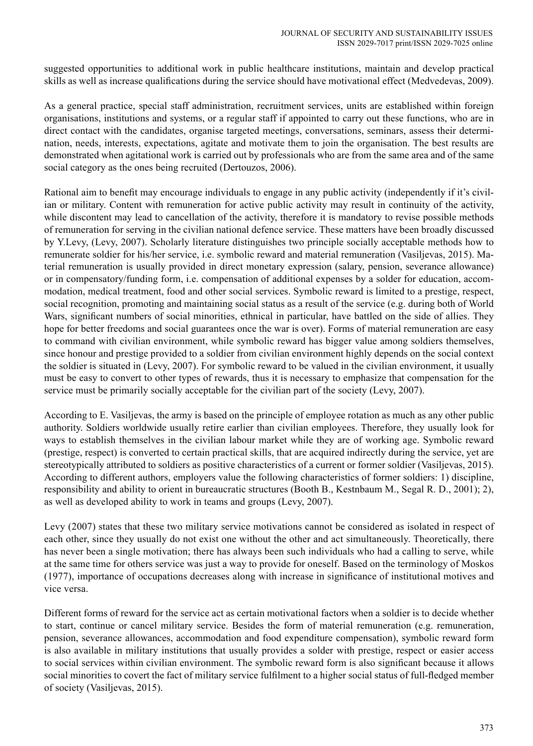suggested opportunities to additional work in public healthcare institutions, maintain and develop practical skills as well as increase qualifications during the service should have motivational effect (Medvedevas, 2009).

As a general practice, special staff administration, recruitment services, units are established within foreign organisations, institutions and systems, or a regular staff if appointed to carry out these functions, who are in direct contact with the candidates, organise targeted meetings, conversations, seminars, assess their determination, needs, interests, expectations, agitate and motivate them to join the organisation. The best results are demonstrated when agitational work is carried out by professionals who are from the same area and of the same social category as the ones being recruited (Dertouzos, 2006).

Rational aim to benefit may encourage individuals to engage in any public activity (independently if it's civilian or military. Content with remuneration for active public activity may result in continuity of the activity, while discontent may lead to cancellation of the activity, therefore it is mandatory to revise possible methods of remuneration for serving in the civilian national defence service. These matters have been broadly discussed by Y.Levy, (Levy, 2007). Scholarly literature distinguishes two principle socially acceptable methods how to remunerate soldier for his/her service, i.e. symbolic reward and material remuneration (Vasiljevas, 2015). Material remuneration is usually provided in direct monetary expression (salary, pension, severance allowance) or in compensatory/funding form, i.e. compensation of additional expenses by a solder for education, accommodation, medical treatment, food and other social services. Symbolic reward is limited to a prestige, respect, social recognition, promoting and maintaining social status as a result of the service (e.g. during both of World Wars, significant numbers of social minorities, ethnical in particular, have battled on the side of allies. They hope for better freedoms and social guarantees once the war is over). Forms of material remuneration are easy to command with civilian environment, while symbolic reward has bigger value among soldiers themselves, since honour and prestige provided to a soldier from civilian environment highly depends on the social context the soldier is situated in (Levy, 2007). For symbolic reward to be valued in the civilian environment, it usually must be easy to convert to other types of rewards, thus it is necessary to emphasize that compensation for the service must be primarily socially acceptable for the civilian part of the society (Levy, 2007).

According to E. Vasiljevas, the army is based on the principle of employee rotation as much as any other public authority. Soldiers worldwide usually retire earlier than civilian employees. Therefore, they usually look for ways to establish themselves in the civilian labour market while they are of working age. Symbolic reward (prestige, respect) is converted to certain practical skills, that are acquired indirectly during the service, yet are stereotypically attributed to soldiers as positive characteristics of a current or former soldier (Vasiljevas, 2015). According to different authors, employers value the following characteristics of former soldiers: 1) discipline, responsibility and ability to orient in bureaucratic structures (Booth B., Kestnbaum M., Segal R. D., 2001); 2), as well as developed ability to work in teams and groups (Levy, 2007).

Levy (2007) states that these two military service motivations cannot be considered as isolated in respect of each other, since they usually do not exist one without the other and act simultaneously. Theoretically, there has never been a single motivation; there has always been such individuals who had a calling to serve, while at the same time for others service was just a way to provide for oneself. Based on the terminology of Moskos (1977), importance of occupations decreases along with increase in significance of institutional motives and vice versa.

Different forms of reward for the service act as certain motivational factors when a soldier is to decide whether to start, continue or cancel military service. Besides the form of material remuneration (e.g. remuneration, pension, severance allowances, accommodation and food expenditure compensation), symbolic reward form is also available in military institutions that usually provides a solder with prestige, respect or easier access to social services within civilian environment. The symbolic reward form is also significant because it allows social minorities to covert the fact of military service fulfilment to a higher social status of full-fledged member of society (Vasiljevas, 2015).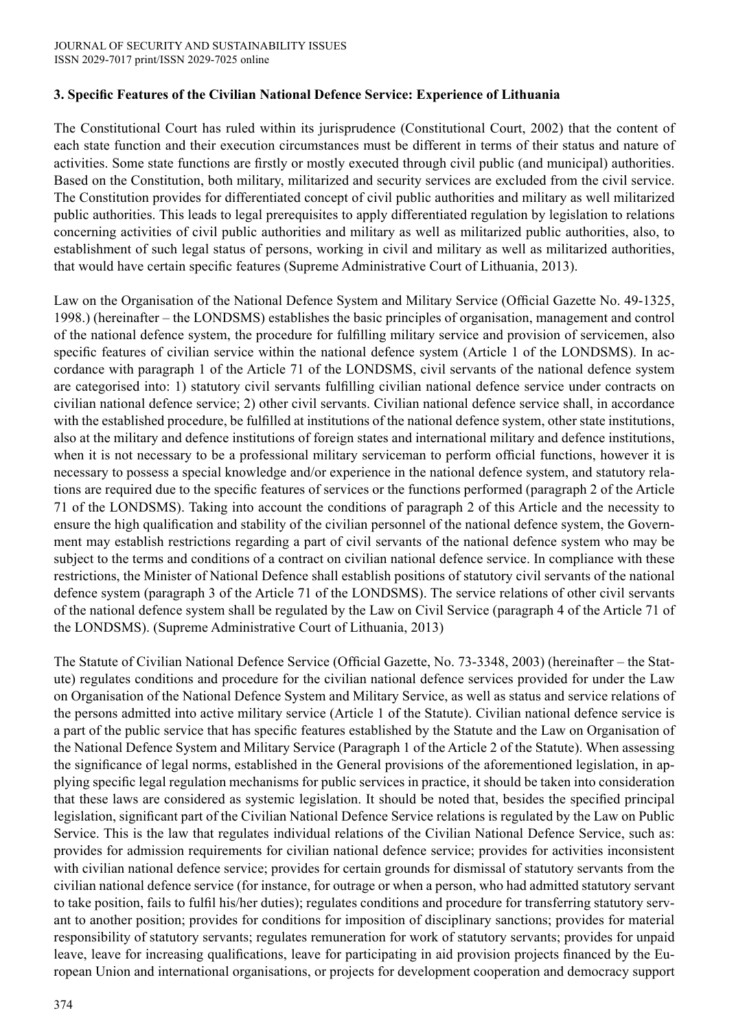### 3. Specific Features of the Civilian National Defence Service: Experience of Lithuania

The Constitutional Court has ruled within its jurisprudence (Constitutional Court, 2002) that the content of each state function and their execution circumstances must be different in terms of their status and nature of activities. Some state functions are firstly or mostly executed through civil public (and municipal) authorities. Based on the Constitution, both military, militarized and security services are excluded from the civil service. The Constitution provides for differentiated concept of civil public authorities and military as well militarized public authorities. This leads to legal prerequisites to apply differentiated regulation by legislation to relations concerning activities of civil public authorities and military as well as militarized public authorities, also, to establishment of such legal status of persons, working in civil and military as well as militarized authorities, that would have certain specific features (Supreme Administrative Court of Lithuania, 2013).

Law on the Organisation of the National Defence System and Military Service (Official Gazette No. 49-1325, 1998.) (hereinafter – the LONDSMS) establishes the basic principles of organisation, management and control of the national defence system, the procedure for fulfilling military service and provision of servicemen, also specific features of civilian service within the national defence system (Article 1 of the LONDSMS). In accordance with paragraph 1 of the Article 71 of the LONDSMS, civil servants of the national defence system are categorised into: 1) statutory civil servants fulfilling civilian national defence service under contracts on civilian national defence service; 2) other civil servants. Civilian national defence service shall, in accordance with the established procedure, be fulfilled at institutions of the national defence system, other state institutions, also at the military and defence institutions of foreign states and international military and defence institutions, when it is not necessary to be a professional military serviceman to perform official functions, however it is necessary to possess a special knowledge and/or experience in the national defence system, and statutory relations are required due to the specific features of services or the functions performed (paragraph 2 of the Article 71 of the LONDSMS). Taking into account the conditions of paragraph 2 of this Article and the necessity to ensure the high qualification and stability of the civilian personnel of the national defence system, the Government may establish restrictions regarding a part of civil servants of the national defence system who may be subject to the terms and conditions of a contract on civilian national defence service. In compliance with these restrictions, the Minister of National Defence shall establish positions of statutory civil servants of the national defence system (paragraph 3 of the Article 71 of the LONDSMS). The service relations of other civil servants of the national defence system shall be regulated by the Law on Civil Service (paragraph 4 of the Article 71 of the LONDSMS). (Supreme Administrative Court of Lithuania, 2013)

The Statute of Civilian National Defence Service (Official Gazette, No. 73-3348, 2003) (hereinafter – the Statute) regulates conditions and procedure for the civilian national defence services provided for under the Law on Organisation of the National Defence System and Military Service, as well as status and service relations of the persons admitted into active military service (Article 1 of the Statute). Civilian national defence service is a part of the public service that has specific features established by the Statute and the Law on Organisation of the National Defence System and Military Service (Paragraph 1 of the Article 2 of the Statute). When assessing the significance of legal norms, established in the General provisions of the aforementioned legislation, in applying specific legal regulation mechanisms for public services in practice, it should be taken into consideration that these laws are considered as systemic legislation. It should be noted that, besides the specified principal legislation, significant part of the Civilian National Defence Service relations is regulated by the Law on Public Service. This is the law that regulates individual relations of the Civilian National Defence Service, such as: provides for admission requirements for civilian national defence service; provides for activities inconsistent with civilian national defence service; provides for certain grounds for dismissal of statutory servants from the civilian national defence service (for instance, for outrage or when a person, who had admitted statutory servant to take position, fails to fulfil his/her duties); regulates conditions and procedure for transferring statutory servant to another position; provides for conditions for imposition of disciplinary sanctions; provides for material responsibility of statutory servants; regulates remuneration for work of statutory servants; provides for unpaid leave, leave for increasing qualifications, leave for participating in aid provision projects financed by the European Union and international organisations, or projects for development cooperation and democracy support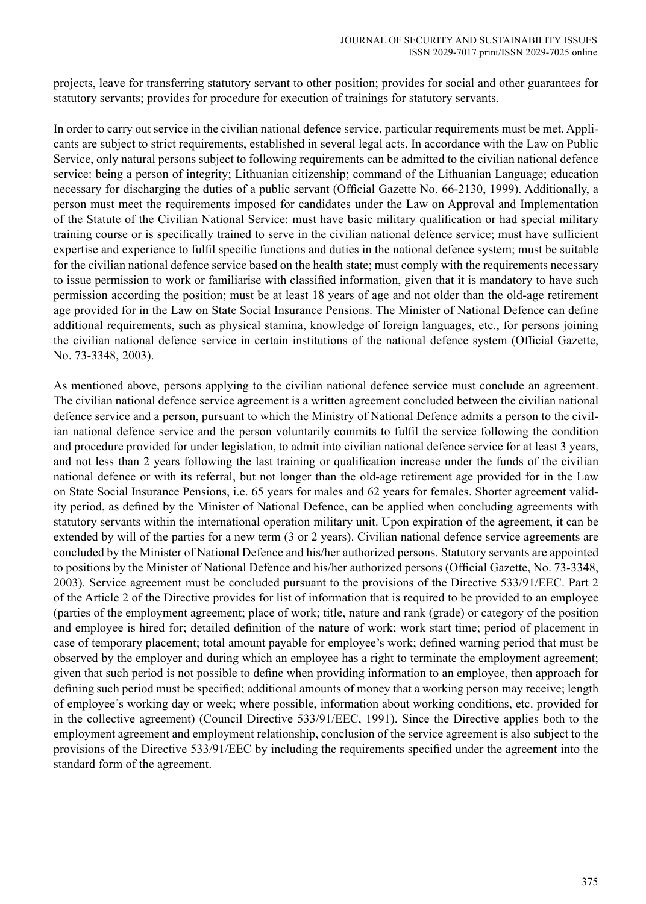projects, leave for transferring statutory servant to other position; provides for social and other guarantees for statutory servants; provides for procedure for execution of trainings for statutory servants.

In order to carry out service in the civilian national defence service, particular requirements must be met. Applicants are subject to strict requirements, established in several legal acts. In accordance with the Law on Public Service, only natural persons subject to following requirements can be admitted to the civilian national defence service: being a person of integrity; Lithuanian citizenship; command of the Lithuanian Language; education necessary for discharging the duties of a public servant (Official Gazette No. 66-2130, 1999). Additionally, a person must meet the requirements imposed for candidates under the Law on Approval and Implementation of the Statute of the Civilian National Service: must have basic military qualification or had special military training course or is specifically trained to serve in the civilian national defence service; must have sufficient expertise and experience to fulfil specific functions and duties in the national defence system; must be suitable for the civilian national defence service based on the health state; must comply with the requirements necessary to issue permission to work or familiarise with classified information, given that it is mandatory to have such permission according the position; must be at least 18 years of age and not older than the old-age retirement age provided for in the Law on State Social Insurance Pensions. The Minister of National Defence can define additional requirements, such as physical stamina, knowledge of foreign languages, etc., for persons joining the civilian national defence service in certain institutions of the national defence system (Official Gazette, No. 73-3348, 2003).

As mentioned above, persons applying to the civilian national defence service must conclude an agreement. The civilian national defence service agreement is a written agreement concluded between the civilian national defence service and a person, pursuant to which the Ministry of National Defence admits a person to the civilian national defence service and the person voluntarily commits to fulfil the service following the condition and procedure provided for under legislation, to admit into civilian national defence service for at least 3 years, and not less than 2 years following the last training or qualification increase under the funds of the civilian national defence or with its referral, but not longer than the old-age retirement age provided for in the Law on State Social Insurance Pensions, i.e. 65 years for males and 62 years for females. Shorter agreement validity period, as defined by the Minister of National Defence, can be applied when concluding agreements with statutory servants within the international operation military unit. Upon expiration of the agreement, it can be extended by will of the parties for a new term (3 or 2 years). Civilian national defence service agreements are concluded by the Minister of National Defence and his/her authorized persons. Statutory servants are appointed to positions by the Minister of National Defence and his/her authorized persons (Official Gazette, No. 73-3348, 2003). Service agreement must be concluded pursuant to the provisions of the Directive 533/91/EEC. Part 2 of the Article 2 of the Directive provides for list of information that is required to be provided to an employee (parties of the employment agreement; place of work; title, nature and rank (grade) or category of the position and employee is hired for; detailed definition of the nature of work; work start time; period of placement in case of temporary placement; total amount payable for employee's work; defined warning period that must be observed by the employer and during which an employee has a right to terminate the employment agreement; given that such period is not possible to define when providing information to an employee, then approach for defining such period must be specified; additional amounts of money that a working person may receive; length of employee's working day or week; where possible, information about working conditions, etc. provided for in the collective agreement) (Council Directive 533/91/EEC, 1991). Since the Directive applies both to the employment agreement and employment relationship, conclusion of the service agreement is also subject to the provisions of the Directive 533/91/EEC by including the requirements specified under the agreement into the standard form of the agreement.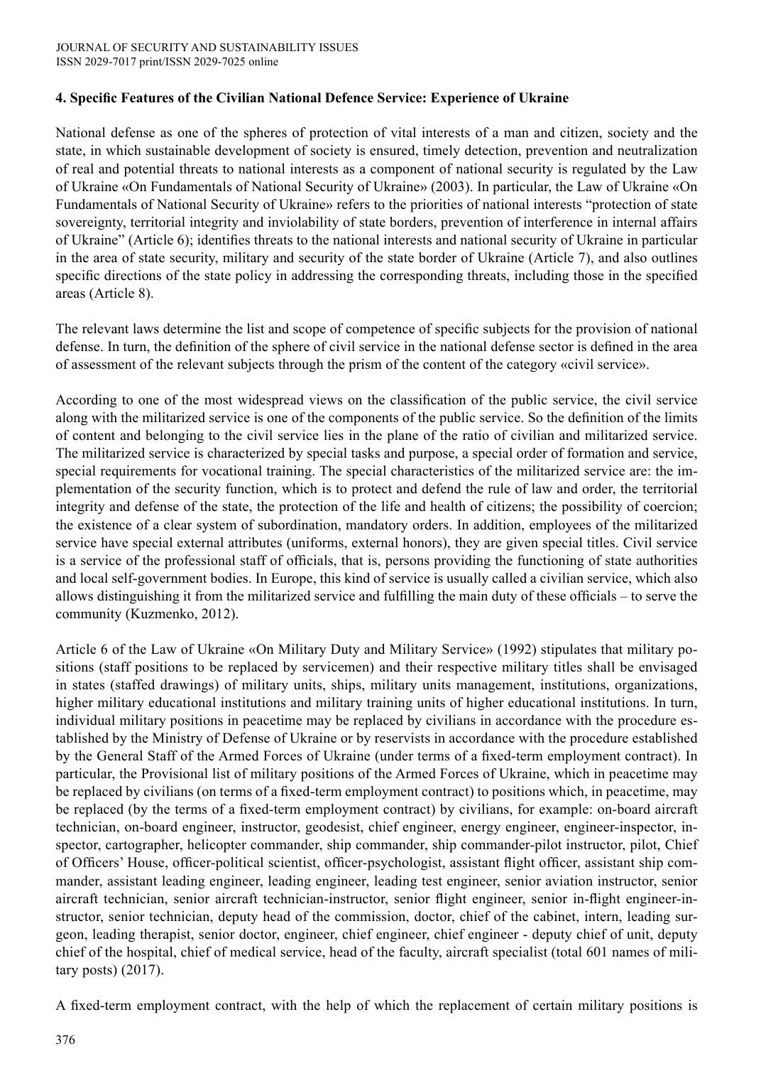### 4. Specific Features of the Civilian National Defence Service: Experience of Ukraine

National defense as one of the spheres of protection of vital interests of a man and citizen, society and the state, in which sustainable development of society is ensured, timely detection, prevention and neutralization of real and potential threats to national interests as a component of national security is regulated by the Law of Ukraine «On Fundamentals of National Security of Ukraine» (2003). In particular, the Law of Ukraine «On Fundamentals of National Security of Ukraine» refers to the priorities of national interests "protection of state sovereignty, territorial integrity and inviolability of state borders, prevention of interference in internal affairs of Ukraine" (Article 6); identifies threats to the national interests and national security of Ukraine in particular in the area of state security, military and security of the state border of Ukraine (Article 7), and also outlines specific directions of the state policy in addressing the corresponding threats, including those in the specified areas (Article 8).

The relevant laws determine the list and scope of competence of specific subjects for the provision of national defense. In turn, the definition of the sphere of civil service in the national defense sector is defined in the area of assessment of the relevant subjects through the prism of the content of the category «civil service».

According to one of the most widespread views on the classification of the public service, the civil service along with the militarized service is one of the components of the public service. So the definition of the limits of content and belonging to the civil service lies in the plane of the ratio of civilian and militarized service. The militarized service is characterized by special tasks and purpose, a special order of formation and service, special requirements for vocational training. The special characteristics of the militarized service are: the implementation of the security function, which is to protect and defend the rule of law and order, the territorial integrity and defense of the state, the protection of the life and health of citizens; the possibility of coercion; the existence of a clear system of subordination, mandatory orders. In addition, employees of the militarized service have special external attributes (uniforms, external honors), they are given special titles. Civil service is a service of the professional staff of officials, that is, persons providing the functioning of state authorities and local self-government bodies. In Europe, this kind of service is usually called a civilian service, which also allows distinguishing it from the militarized service and fulfilling the main duty of these officials – to serve the community (Kuzmenko, 2012).

Article 6 of the Law of Ukraine «On Military Duty and Military Service» (1992) stipulates that military positions (staff positions to be replaced by servicemen) and their respective military titles shall be envisaged in states (staffed drawings) of military units, ships, military units management, institutions, organizations, higher military educational institutions and military training units of higher educational institutions. In turn, individual military positions in peacetime may be replaced by civilians in accordance with the procedure established by the Ministry of Defense of Ukraine or by reservists in accordance with the procedure established by the General Staff of the Armed Forces of Ukraine (under terms of a fixed-term employment contract). In particular, the Provisional list of military positions of the Armed Forces of Ukraine, which in peacetime may be replaced by civilians (on terms of a fixed-term employment contract) to positions which, in peacetime, may be replaced (by the terms of a fixed-term employment contract) by civilians, for example: on-board aircraft technician, on-board engineer, instructor, geodesist, chief engineer, energy engineer, engineer-inspector, inspector, cartographer, helicopter commander, ship commander, ship commander-pilot instructor, pilot, Chief of Officers' House, officer-political scientist, officer-psychologist, assistant flight officer, assistant ship commander, assistant leading engineer, leading engineer, leading test engineer, senior aviation instructor, senior aircraft technician, senior aircraft technician-instructor, senior flight engineer, senior in-flight engineer-instructor, senior technician, deputy head of the commission, doctor, chief of the cabinet, intern, leading surgeon, leading therapist, senior doctor, engineer, chief engineer, chief engineer - deputy chief of unit, deputy chief of the hospital, chief of medical service, head of the faculty, aircraft specialist (total 601 names of military posts) (2017).

A fixed-term employment contract, with the help of which the replacement of certain military positions is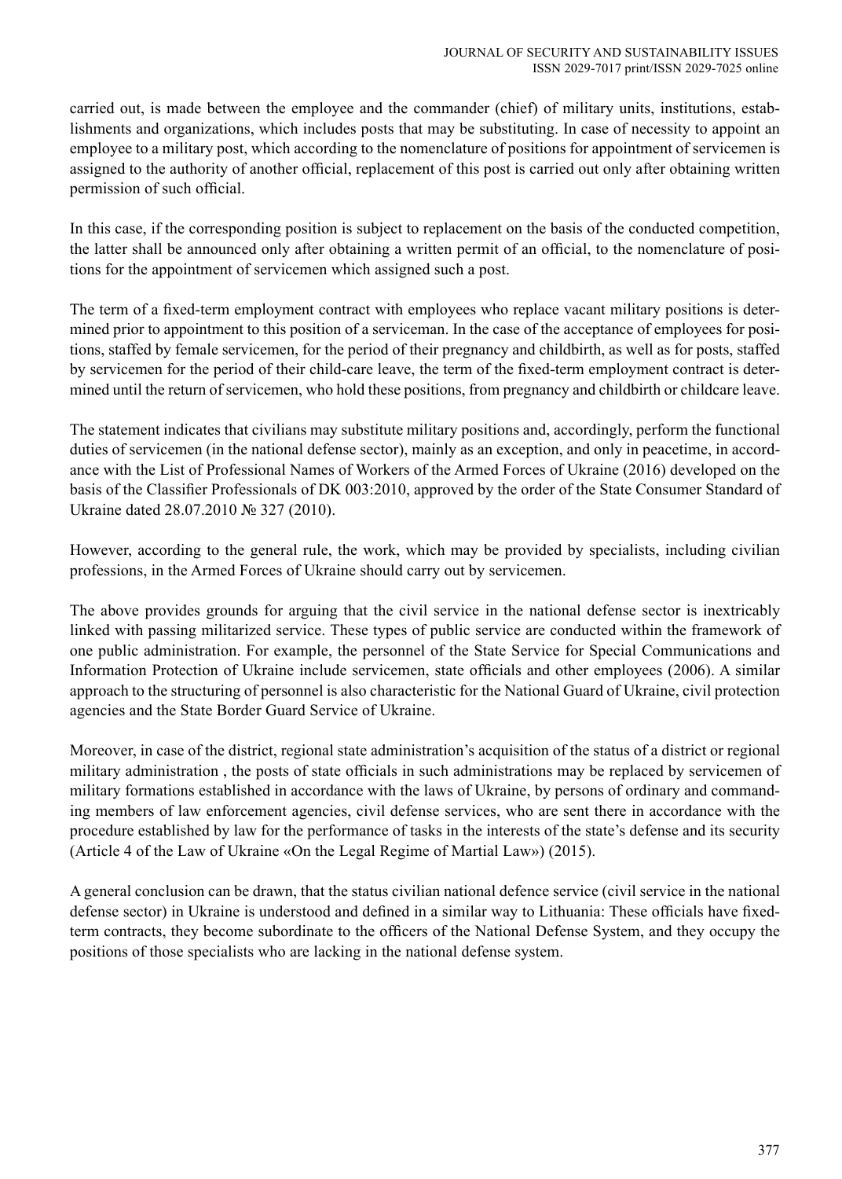carried out, is made between the employee and the commander (chief) of military units, institutions, establishments and organizations, which includes posts that may be substituting. In case of necessity to appoint an employee to a military post, which according to the nomenclature of positions for appointment of servicemen is assigned to the authority of another official, replacement of this post is carried out only after obtaining written permission of such official.

In this case, if the corresponding position is subject to replacement on the basis of the conducted competition, the latter shall be announced only after obtaining a written permit of an official, to the nomenclature of positions for the appointment of servicemen which assigned such a post.

The term of a fixed-term employment contract with employees who replace vacant military positions is determined prior to appointment to this position of a serviceman. In the case of the acceptance of employees for positions, staffed by female servicemen, for the period of their pregnancy and childbirth, as well as for posts, staffed by servicemen for the period of their child-care leave, the term of the fixed-term employment contract is determined until the return of servicemen, who hold these positions, from pregnancy and childbirth or childcare leave.

The statement indicates that civilians may substitute military positions and, accordingly, perform the functional duties of servicemen (in the national defense sector), mainly as an exception, and only in peacetime, in accordance with the List of Professional Names of Workers of the Armed Forces of Ukraine (2016) developed on the basis of the Classifier Professionals of DK 003:2010, approved by the order of the State Consumer Standard of Ukraine dated 28.07.2010 № 327 (2010).

However, according to the general rule, the work, which may be provided by specialists, including civilian professions, in the Armed Forces of Ukraine should carry out by servicemen.

The above provides grounds for arguing that the civil service in the national defense sector is inextricably linked with passing militarized service. These types of public service are conducted within the framework of one public administration. For example, the personnel of the State Service for Special Communications and Information Protection of Ukraine include servicemen, state officials and other employees (2006). A similar approach to the structuring of personnel is also characteristic for the National Guard of Ukraine, civil protection agencies and the State Border Guard Service of Ukraine.

Moreover, in case of the district, regional state administration's acquisition of the status of a district or regional military administration , the posts of state officials in such administrations may be replaced by servicemen of military formations established in accordance with the laws of Ukraine, by persons of ordinary and commanding members of law enforcement agencies, civil defense services, who are sent there in accordance with the procedure established by law for the performance of tasks in the interests of the state's defense and its security (Article 4 of the Law of Ukraine «On the Legal Regime of Martial Law») (2015).

A general conclusion can be drawn, that the status civilian national defence service (civil service in the national defense sector) in Ukraine is understood and defined in a similar way to Lithuania: These officials have fixed-term contracts, they become subordinate to the officers of the National Defense System, and they occupy the positions of those specialists who are lacking in the national defense system.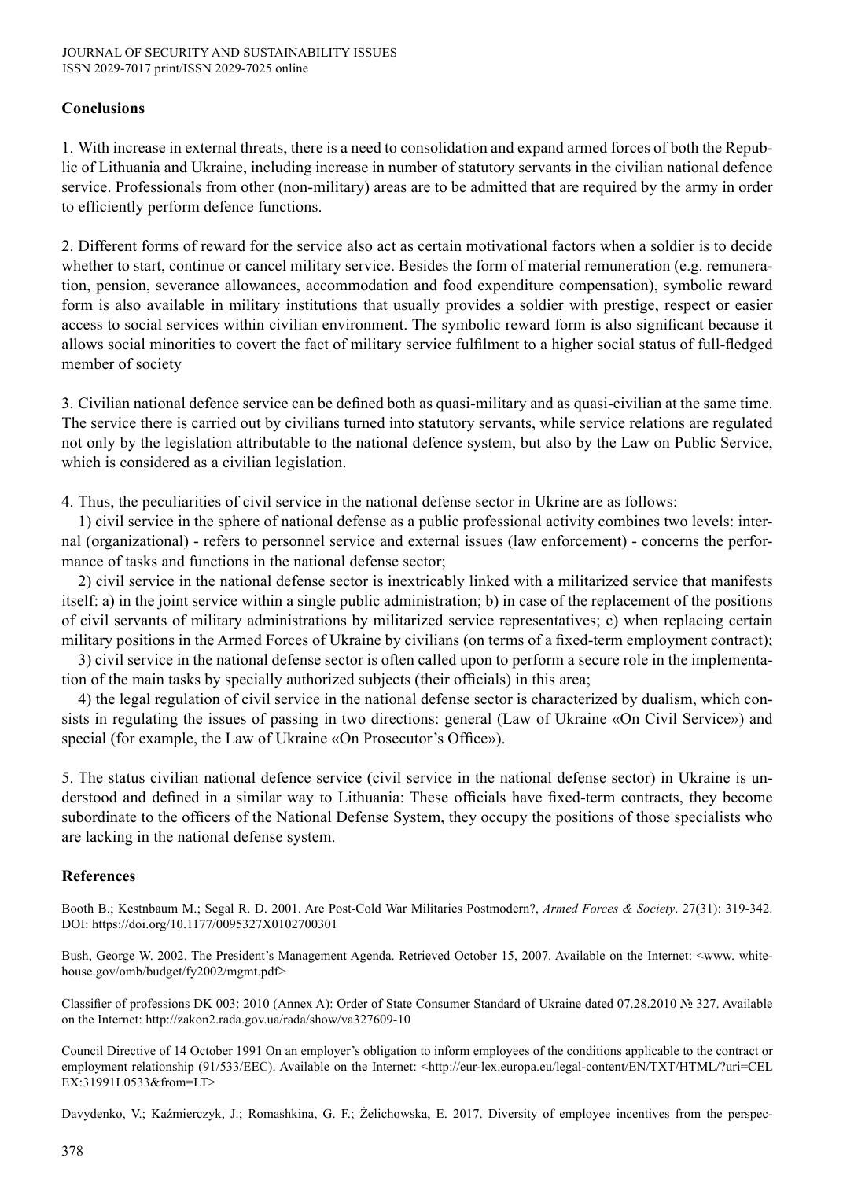## Conclusions

1. With increase in external threats, there is a need to consolidation and expand armed forces of both the Republic of Lithuania and Ukraine, including increase in number of statutory servants in the civilian national defence service. Professionals from other (non-military) areas are to be admitted that are required by the army in order to efficiently perform defence functions.

2. Different forms of reward for the service also act as certain motivational factors when a soldier is to decide whether to start, continue or cancel military service. Besides the form of material remuneration (e.g. remuneration, pension, severance allowances, accommodation and food expenditure compensation), symbolic reward form is also available in military institutions that usually provides a soldier with prestige, respect or easier access to social services within civilian environment. The symbolic reward form is also significant because it allows social minorities to covert the fact of military service fulfilment to a higher social status of full-fledged member of society

3. Civilian national defence service can be defined both as quasi-military and as quasi-civilian at the same time. The service there is carried out by civilians turned into statutory servants, while service relations are regulated not only by the legislation attributable to the national defence system, but also by the Law on Public Service, which is considered as a civilian legislation.

4. Thus, the peculiarities of civil service in the national defense sector in Ukrine are as follows:

1) civil service in the sphere of national defense as a public professional activity combines two levels: internal (organizational) - refers to personnel service and external issues (law enforcement) - concerns the performance of tasks and functions in the national defense sector;

2) civil service in the national defense sector is inextricably linked with a militarized service that manifests itself: a) in the joint service within a single public administration; b) in case of the replacement of the positions of civil servants of military administrations by militarized service representatives; c) when replacing certain military positions in the Armed Forces of Ukraine by civilians (on terms of a fixed-term employment contract);

3) civil service in the national defense sector is often called upon to perform a secure role in the implementation of the main tasks by specially authorized subjects (their officials) in this area;

4) the legal regulation of civil service in the national defense sector is characterized by dualism, which consists in regulating the issues of passing in two directions: general (Law of Ukraine «On Civil Service») and special (for example, the Law of Ukraine «On Prosecutor's Office»).

5. The status civilian national defence service (civil service in the national defense sector) in Ukraine is understood and defined in a similar way to Lithuania: These officials have fixed-term contracts, they become subordinate to the officers of the National Defense System, they occupy the positions of those specialists who are lacking in the national defense system.

## References

Booth B.; Kestnbaum M.; Segal R. D. 2001. Are Post-Cold War Militaries Postmodern?, *Armed Forces & Society*. 27(31): 319-342. DOI: https://doi.org/10.1177/0095327X0102700301

Bush, George W. 2002. The President's Management Agenda. Retrieved October 15, 2007. Available on the Internet: <www. whitehouse.gov/omb/budget/fy2002/mgmt.pdf>

Classifier of professions DK 003: 2010 (Annex A): Order of State Consumer Standard of Ukraine dated 07.28.2010 № 327. Available on the Internet: http://zakon2.rada.gov.ua/rada/show/va327609-10

Council Directive of 14 October 1991 On an employer's obligation to inform employees of the conditions applicable to the contract or employment relationship (91/533/EEC). Available on the Internet: <http://eur-lex.europa.eu/legal-content/EN/TXT/HTML/?uri=CELEX:31991L0533&from=LT>

Davydenko, V.; Kaźmierczyk, J.; Romashkina, G. F.; Żelichowska, E. 2017. Diversity of employee incentives from the perspec-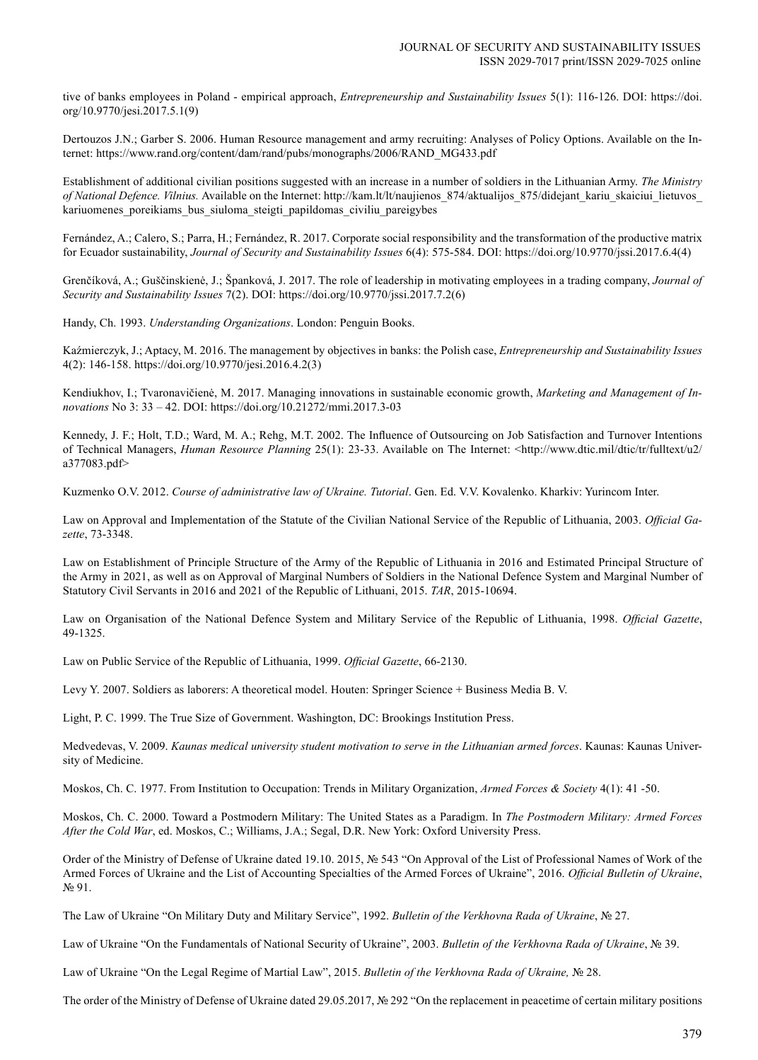tive of banks employees in Poland - empirical approach, *Entrepreneurship and Sustainability Issues* 5(1): 116-126. DOI: https://doi.org/10.9770/jesi.2017.5.1(9)

Dertouzos J.N.; Garber S. 2006. Human Resource management and army recruiting: Analyses of Policy Options. Available on the Internet: https://www.rand.org/content/dam/rand/pubs/monographs/2006/RAND_MG433.pdf

Establishment of additional civilian positions suggested with an increase in a number of soldiers in the Lithuanian Army. *The Ministry of National Defence. Vilnius.* Available on the Internet: http://kam.lt/lt/naujienos_874/aktualijos_875/didejant_kariu_skaiciui_lietuvos_kariuomenes_poreikiams_bus_siuloma_steigti_papildomas_civiliu_pareigybes

Fernández, A.; Calero, S.; Parra, H.; Fernández, R. 2017. Corporate social responsibility and the transformation of the productive matrix for Ecuador sustainability, *Journal of Security and Sustainability Issues* 6(4): 575-584. DOI: https://doi.org/10.9770/jssi.2017.6.4(4)

Grenčíková, A.; Guščinskienė, J.; Španková, J. 2017. The role of leadership in motivating employees in a trading company, *Journal of Security and Sustainability Issues* 7(2). DOI: https://doi.org/10.9770/jssi.2017.7.2(6)

Handy, Ch. 1993. *Understanding Organizations*. London: Penguin Books.

Kaźmierczyk, J.; Aptacy, M. 2016. The management by objectives in banks: the Polish case, *Entrepreneurship and Sustainability Issues* 4(2): 146-158. https://doi.org/10.9770/jesi.2016.4.2(3)

Kendiukhov, I.; Tvaronavičienė, M. 2017. Managing innovations in sustainable economic growth, *Marketing and Management of Innovations* No 3: 33 – 42. DOI: https://doi.org/10.21272/mmi.2017.3-03

Kennedy, J. F.; Holt, T.D.; Ward, M. A.; Rehg, M.T. 2002. The Influence of Outsourcing on Job Satisfaction and Turnover Intentions of Technical Managers, *Human Resource Planning* 25(1): 23-33. Available on The Internet: <http://www.dtic.mil/dtic/tr/fulltext/u2/a377083.pdf>

Kuzmenko O.V. 2012. *Course of administrative law of Ukraine. Tutorial*. Gen. Ed. V.V. Kovalenko. Kharkiv: Yurincom Inter.

Law on Approval and Implementation of the Statute of the Civilian National Service of the Republic of Lithuania, 2003. *Official Gazette*, 73-3348.

Law on Establishment of Principle Structure of the Army of the Republic of Lithuania in 2016 and Estimated Principal Structure of the Army in 2021, as well as on Approval of Marginal Numbers of Soldiers in the National Defence System and Marginal Number of Statutory Civil Servants in 2016 and 2021 of the Republic of Lithuani, 2015. *TAR*, 2015-10694.

Law on Organisation of the National Defence System and Military Service of the Republic of Lithuania, 1998. *Official Gazette*, 49-1325.

Law on Public Service of the Republic of Lithuania, 1999. *Official Gazette*, 66-2130.

Levy Y. 2007. Soldiers as laborers: A theoretical model. Houten: Springer Science + Business Media B. V.

Light, P. C. 1999. The True Size of Government. Washington, DC: Brookings Institution Press.

Medvedevas, V. 2009. *Kaunas medical university student motivation to serve in the Lithuanian armed forces*. Kaunas: Kaunas University of Medicine.

Moskos, Ch. C. 1977. From Institution to Occupation: Trends in Military Organization, *Armed Forces & Society* 4(1): 41 -50.

Moskos, Ch. C. 2000. Toward a Postmodern Military: The United States as a Paradigm. In *The Postmodern Military: Armed Forces After the Cold War*, ed. Moskos, C.; Williams, J.A.; Segal, D.R. New York: Oxford University Press.

Order of the Ministry of Defense of Ukraine dated 19.10. 2015, № 543 "On Approval of the List of Professional Names of Work of the Armed Forces of Ukraine and the List of Accounting Specialties of the Armed Forces of Ukraine", 2016. *Official Bulletin of Ukraine*, № 91.

The Law of Ukraine "On Military Duty and Military Service", 1992. *Bulletin of the Verkhovna Rada of Ukraine*, № 27.

Law of Ukraine "On the Fundamentals of National Security of Ukraine", 2003. *Bulletin of the Verkhovna Rada of Ukraine*, № 39.

Law of Ukraine "On the Legal Regime of Martial Law", 2015. *Bulletin of the Verkhovna Rada of Ukraine,* № 28.

The order of the Ministry of Defense of Ukraine dated 29.05.2017, № 292 "On the replacement in peacetime of certain military positions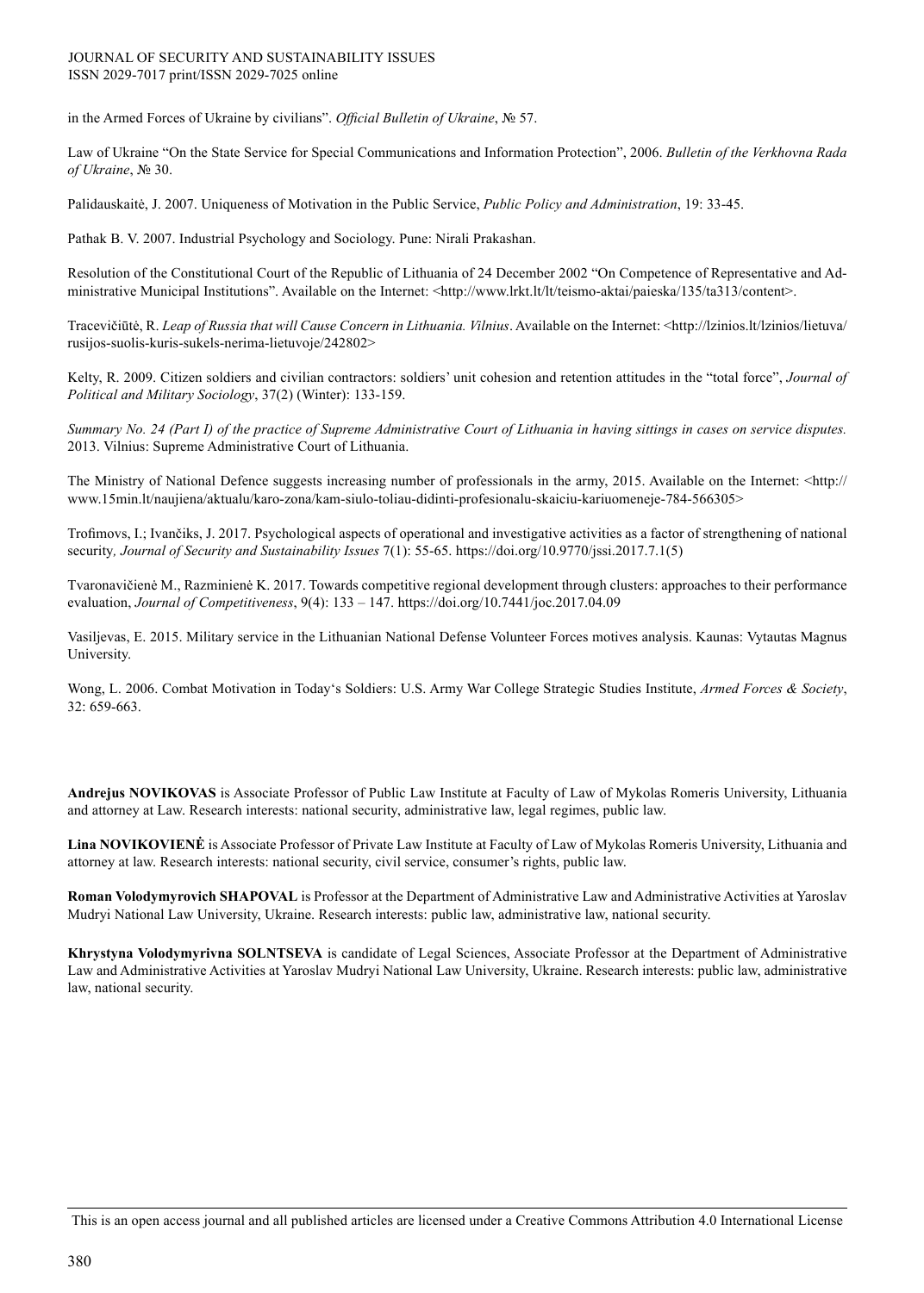in the Armed Forces of Ukraine by civilians". *Official Bulletin of Ukraine*, № 57.

Law of Ukraine "On the State Service for Special Communications and Information Protection", 2006. *Bulletin of the Verkhovna Rada of Ukraine*, № 30.

Palidauskaitė, J. 2007. Uniqueness of Motivation in the Public Service, *Public Policy and Administration*, 19: 33-45.

Pathak B. V. 2007. Industrial Psychology and Sociology. Pune: Nirali Prakashan.

Resolution of the Constitutional Court of the Republic of Lithuania of 24 December 2002 "On Competence of Representative and Administrative Municipal Institutions". Available on the Internet: <http://www.lrkt.lt/lt/teismo-aktai/paieska/135/ta313/content>.

Tracevičiūtė, R. *Leap of Russia that will Cause Concern in Lithuania. Vilnius*. Available on the Internet: <http://lzinios.lt/lzinios/lietuva/rusijos-suolis-kuris-sukels-nerima-lietuvoje/242802>

Kelty, R. 2009. Citizen soldiers and civilian contractors: soldiers' unit cohesion and retention attitudes in the "total force", *Journal of Political and Military Sociology*, 37(2) (Winter): 133-159.

*Summary No. 24 (Part I) of the practice of Supreme Administrative Court of Lithuania in having sittings in cases on service disputes.* 2013. Vilnius: Supreme Administrative Court of Lithuania.

The Ministry of National Defence suggests increasing number of professionals in the army, 2015. Available on the Internet: <http://www.15min.lt/naujiena/aktualu/karo-zona/kam-siulo-toliau-didinti-profesionalu-skaiciu-kariuomeneje-784-566305>

Trofimovs, I.; Ivančiks, J. 2017. Psychological aspects of operational and investigative activities as a factor of strengthening of national security*, Journal of Security and Sustainability Issues* 7(1): 55-65. https://doi.org/10.9770/jssi.2017.7.1(5)

Tvaronavičienė M., Razminienė K. 2017. Towards competitive regional development through clusters: approaches to their performance evaluation, *Journal of Competitiveness*, 9(4): 133 – 147. https://doi.org/10.7441/joc.2017.04.09

Vasiljevas, E. 2015. Military service in the Lithuanian National Defense Volunteer Forces motives analysis. Kaunas: Vytautas Magnus University.

Wong, L. 2006. Combat Motivation in Today's Soldiers: U.S. Army War College Strategic Studies Institute, *Armed Forces & Society*, 32: 659-663.

**Andrejus NOVIKOVAS** is Associate Professor of Public Law Institute at Faculty of Law of Mykolas Romeris University, Lithuania and attorney at Law. Research interests: national security, administrative law, legal regimes, public law.

**Lina NOVIKOVIENĖ** is Associate Professor of Private Law Institute at Faculty of Law of Mykolas Romeris University, Lithuania and attorney at law. Research interests: national security, civil service, consumer's rights, public law.

**Roman Volodymyrovich SHAPOVAL** is Professor at the Department of Administrative Law and Administrative Activities at Yaroslav Mudryi National Law University, Ukraine. Research interests: public law, administrative law, national security.

**Khrystyna Volodymyrivna SOLNTSEVA** is candidate of Legal Sciences, Associate Professor at the Department of Administrative Law and Administrative Activities at Yaroslav Mudryi National Law University, Ukraine. Research interests: public law, administrative law, national security.

This is an open access journal and all published articles are licensed under a Creative Commons Attribution 4.0 International License